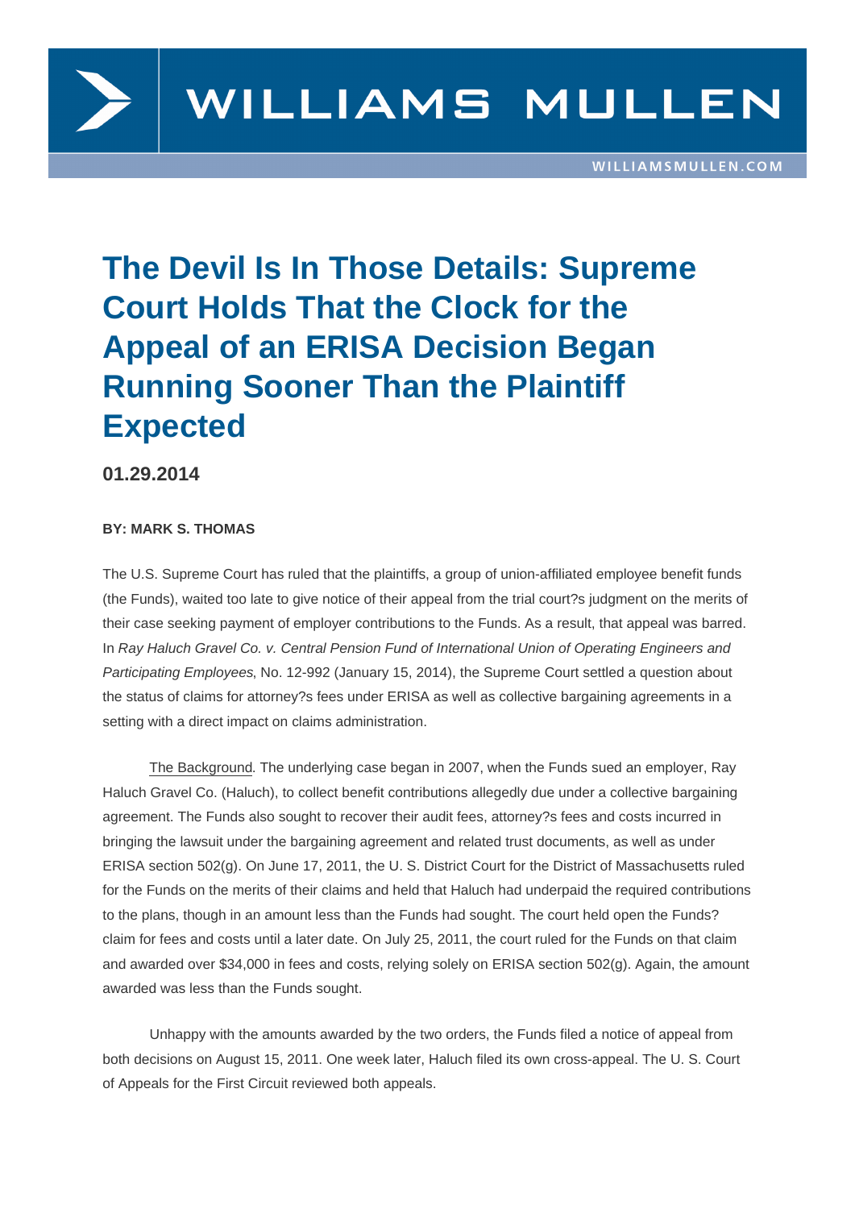# The Devil Is In Those Details: Supreme Court Holds That the Clock for the Appeal of an ERISA Decision Began Running Sooner Than the Plaintiff Expected

**01.29.2014**

**BY: MARK S. THOMAS**

The U.S. Supreme Court has ruled that the plaintiffs, a group of union-affiliated employee benefit funds (the Funds), waited too late to give notice of their appeal from the trial court?s judgment on the merits of their case seeking payment of employer contributions to the Funds. As a result, that appeal was barred. In *Ray Haluch Gravel Co. v. Central Pension Fund of International Union of Operating Engineers and Participating Employees*, No. 12-992 (January 15, 2014), the Supreme Court settled a question about the status of claims for attorney?s fees under ERISA as well as collective bargaining agreements in a setting with a direct impact on claims administration.

The Background. The underlying case began in 2007, when the Funds sued an employer, Ray Haluch Gravel Co. (Haluch), to collect benefit contributions allegedly due under a collective bargaining agreement. The Funds also sought to recover their audit fees, attorney?s fees and costs incurred in bringing the lawsuit under the bargaining agreement and related trust documents, as well as under ERISA section 502(g). On June 17, 2011, the U. S. District Court for the District of Massachusetts ruled for the Funds on the merits of their claims and held that Haluch had underpaid the required contributions to the plans, though in an amount less than the Funds had sought. The court held open the Funds? claim for fees and costs until a later date. On July 25, 2011, the court ruled for the Funds on that claim and awarded over $34,000 in fees and costs, relying solely on ERISA section 502(g). Again, the amount awarded was less than the Funds sought.

Unhappy with the amounts awarded by the two orders, the Funds filed a notice of appeal from both decisions on August 15, 2011. One week later, Haluch filed its own cross-appeal. The U. S. Court of Appeals for the First Circuit reviewed both appeals.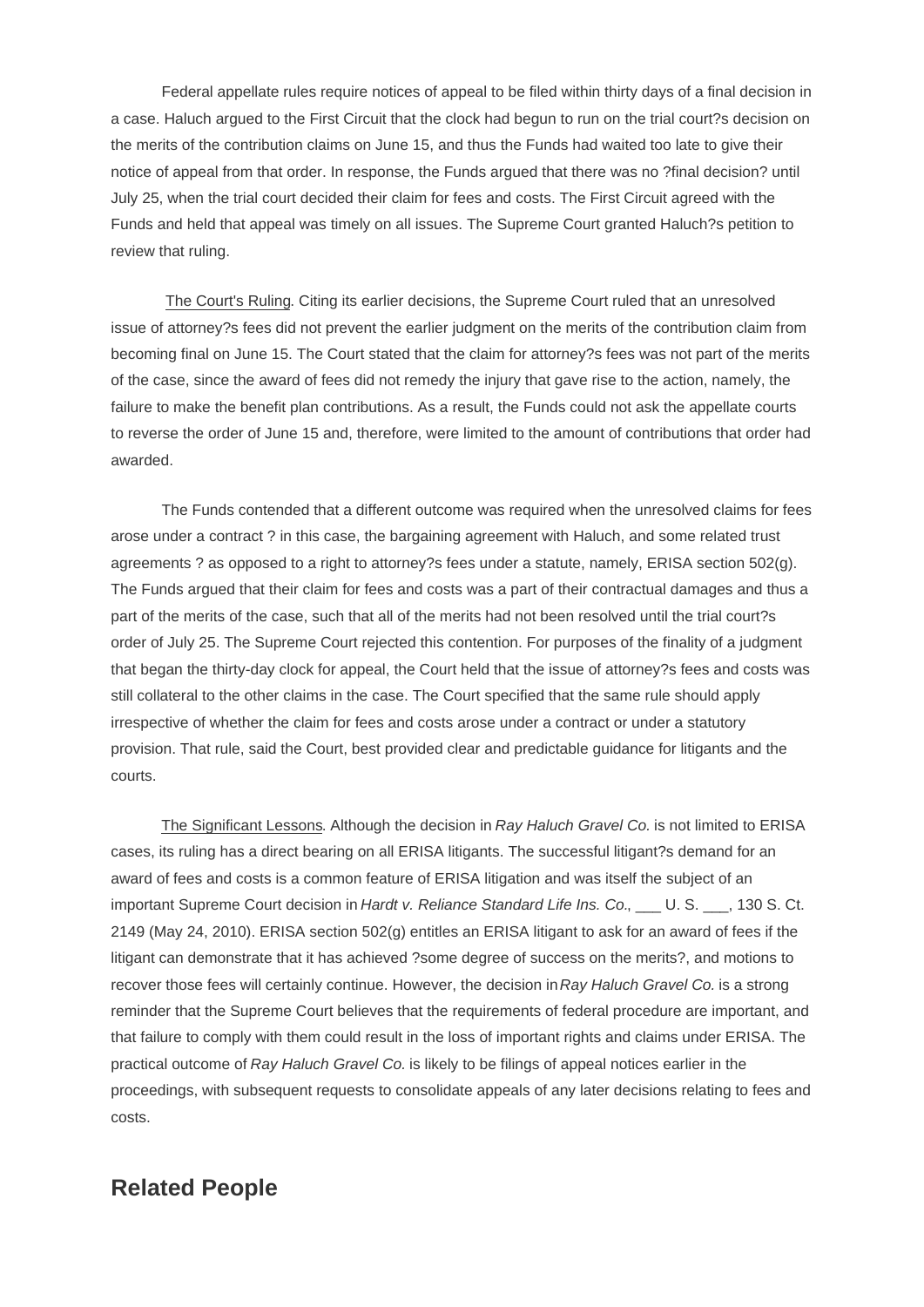Federal appellate rules require notices of appeal to be filed within thirty days of a final decision in a case. Haluch argued to the First Circuit that the clock had begun to run on the trial court?s decision on the merits of the contribution claims on June 15, and thus the Funds had waited too late to give their notice of appeal from that order. In response, the Funds argued that there was no ?final decision? until July 25, when the trial court decided their claim for fees and costs. The First Circuit agreed with the Funds and held that appeal was timely on all issues. The Supreme Court granted Haluch?s petition to review that ruling.

The Court's Ruling. Citing its earlier decisions, the Supreme Court ruled that an unresolved issue of attorney?s fees did not prevent the earlier judgment on the merits of the contribution claim from becoming final on June 15. The Court stated that the claim for attorney?s fees was not part of the merits of the case, since the award of fees did not remedy the injury that gave rise to the action, namely, the failure to make the benefit plan contributions. As a result, the Funds could not ask the appellate courts to reverse the order of June 15 and, therefore, were limited to the amount of contributions that order had awarded.

The Funds contended that a different outcome was required when the unresolved claims for fees arose under a contract ? in this case, the bargaining agreement with Haluch, and some related trust agreements ? as opposed to a right to attorney?s fees under a statute, namely, ERISA section 502(g). The Funds argued that their claim for fees and costs was a part of their contractual damages and thus a part of the merits of the case, such that all of the merits had not been resolved until the trial court?s order of July 25. The Supreme Court rejected this contention. For purposes of the finality of a judgment that began the thirty-day clock for appeal, the Court held that the issue of attorney?s fees and costs was still collateral to the other claims in the case. The Court specified that the same rule should apply irrespective of whether the claim for fees and costs arose under a contract or under a statutory provision. That rule, said the Court, best provided clear and predictable guidance for litigants and the courts.

The Significant Lessons. Although the decision in *Ray Haluch Gravel Co.* is not limited to ERISA cases, its ruling has a direct bearing on all ERISA litigants. The successful litigant?s demand for an award of fees and costs is a common feature of ERISA litigation and was itself the subject of an important Supreme Court decision in *Hardt v. Reliance Standard Life Ins. Co.*, ___ U. S. ___, 130 S. Ct. 2149 (May 24, 2010). ERISA section 502(g) entitles an ERISA litigant to ask for an award of fees if the litigant can demonstrate that it has achieved ?some degree of success on the merits?, and motions to recover those fees will certainly continue. However, the decision in *Ray Haluch Gravel Co.* is a strong reminder that the Supreme Court believes that the requirements of federal procedure are important, and that failure to comply with them could result in the loss of important rights and claims under ERISA. The practical outcome of *Ray Haluch Gravel Co.* is likely to be filings of appeal notices earlier in the proceedings, with subsequent requests to consolidate appeals of any later decisions relating to fees and costs.

## Related People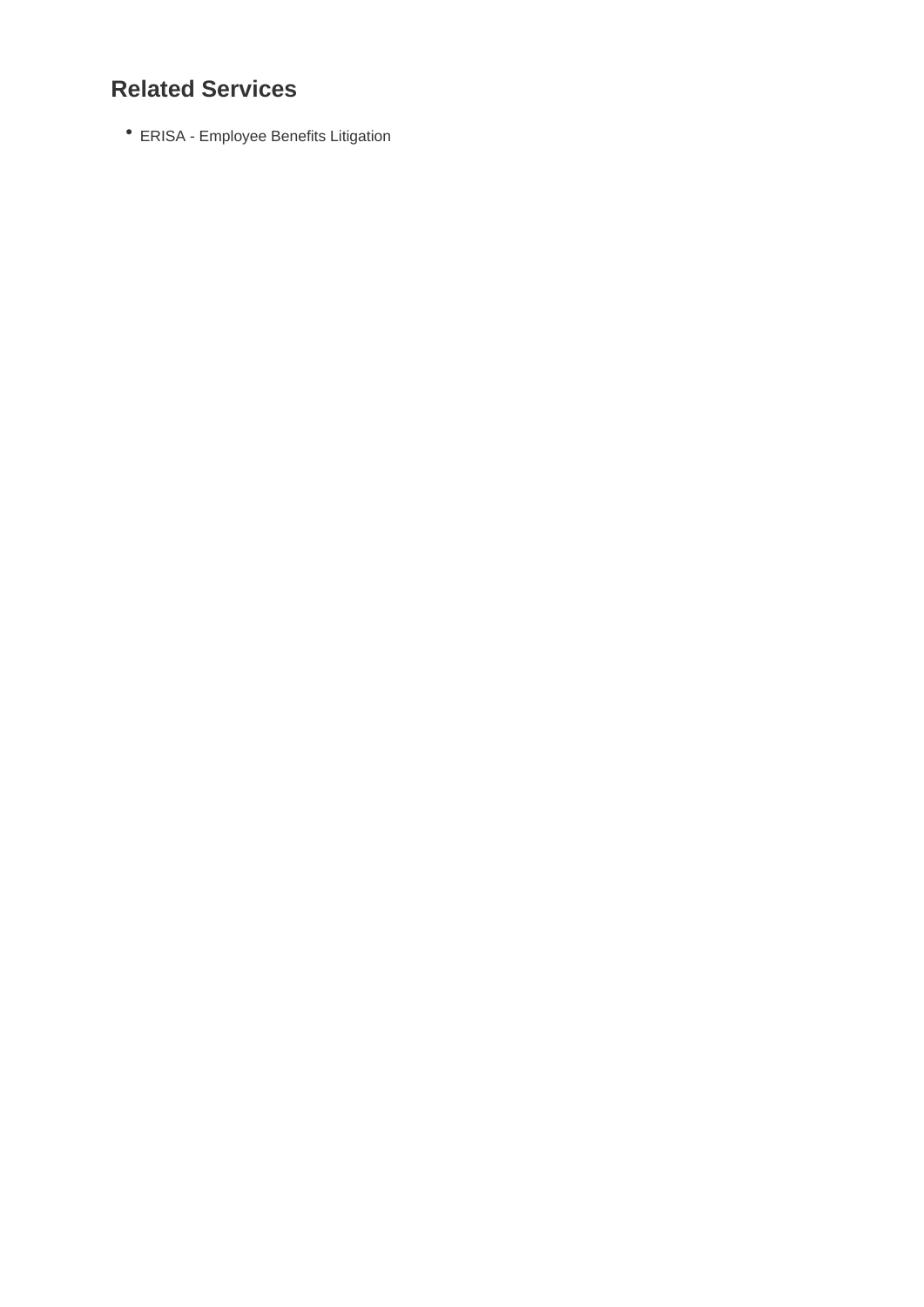## Related Services

- ERISA - Employee Benefits Litigation